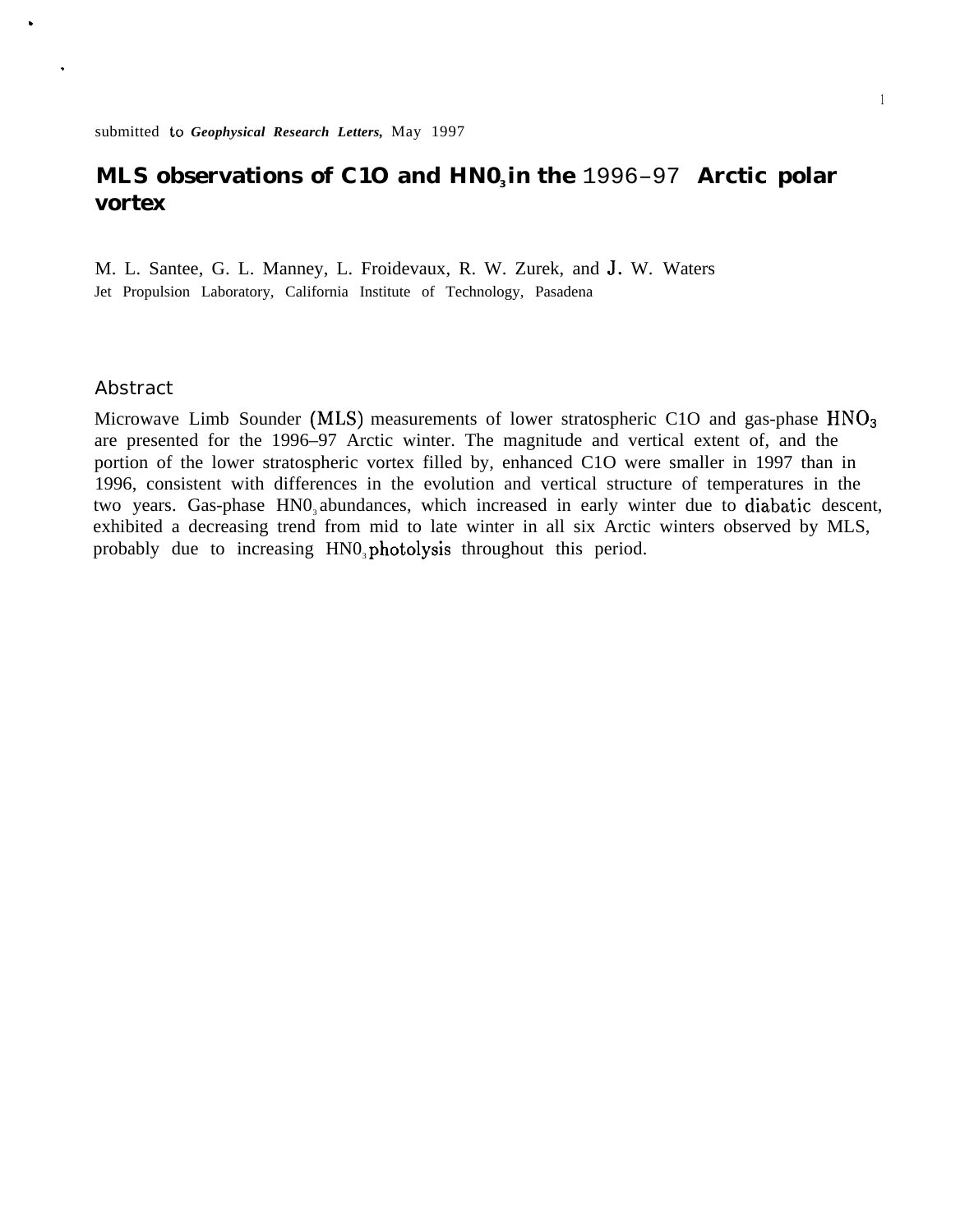submitted to *Geophysical Research Letters,* May 1997

# MLS observations of ClO and $HNO_3$ in the 1996–97 Arctic polar vortex

M. L. Santee, G. L. Manney, L. Froidevaux, R. W. Zurek, and J. W. Waters
Jet Propulsion Laboratory, California Institute of Technology, Pasadena

## Abstract

Microwave Limb Sounder (MLS) measurements of lower stratospheric ClO and gas-phase $HNO_3$ are presented for the 1996–97 Arctic winter. The magnitude and vertical extent of, and the portion of the lower stratospheric vortex filled by, enhanced ClO were smaller in 1997 than in 1996, consistent with differences in the evolution and vertical structure of temperatures in the two years. Gas-phase $HNO_3$ abundances, which increased in early winter due to diabatic descent, exhibited a decreasing trend from mid to late winter in all six Arctic winters observed by MLS, probably due to increasing $HNO_3$ photolysis throughout this period.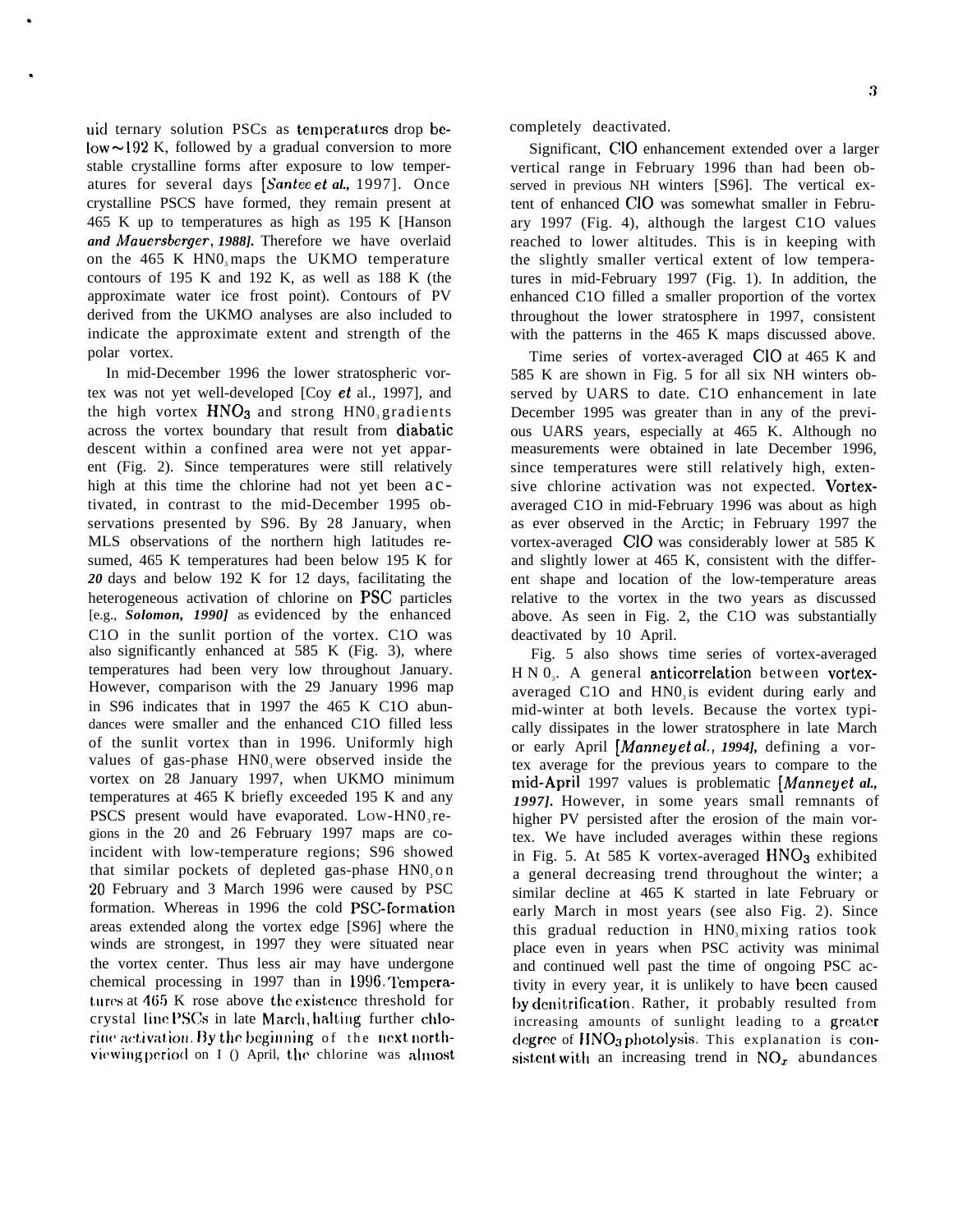uid ternary solution PSCs as temperatures drop below ~192 K, followed by a gradual conversion to more stable crystalline forms after exposure to low temperatures for several days [*Santee et al.,* 1997]. Once crystalline PSCS have formed, they remain present at 465 K up to temperatures as high as 195 K [Hanson *and Mauersberger*, *1988].* Therefore we have overlaid on the 465 K $HNO_3$ maps the UKMO temperature contours of 195 K and 192 K, as well as 188 K (the approximate water ice frost point). Contours of PV derived from the UKMO analyses are also included to indicate the approximate extent and strength of the polar vortex.

In mid-December 1996 the lower stratospheric vortex was not yet well-developed [Coy *et* al., 1997], and the high vortex $HNO_3$ and strong $HNO_3$ gradients across the vortex boundary that result from diabatic descent within a confined area were not yet apparent (Fig. 2). Since temperatures were still relatively high at this time the chlorine had not yet been activated, in contrast to the mid-December 1995 observations presented by S96. By 28 January, when MLS observations of the northern high latitudes resumed, 465 K temperatures had been below 195 K for *20* days and below 192 K for 12 days, facilitating the heterogeneous activation of chlorine on PSC particles [e.g., ***Solomon, 1990]*** as evidenced by the enhanced ClO in the sunlit portion of the vortex. ClO was also significantly enhanced at 585 K (Fig. 3), where temperatures had been very low throughout January. However, comparison with the 29 January 1996 map in S96 indicates that in 1997 the 465 K ClO abundances were smaller and the enhanced ClO filled less of the sunlit vortex than in 1996. Uniformly high values of gas-phase $HNO_3$ were observed inside the vortex on 28 January 1997, when UKMO minimum temperatures at 465 K briefly exceeded 195 K and any PSCS present would have evaporated. Low-$HNO_3$ regions in the 20 and 26 February 1997 maps are coincident with low-temperature regions; S96 showed that similar pockets of depleted gas-phase $HNO_3$ on 20 February and 3 March 1996 were caused by PSC formation. Whereas in 1996 the cold PSC-formation areas extended along the vortex edge [S96] where the winds are strongest, in 1997 they were situated near the vortex center. Thus less air may have undergone chemical processing in 1997 than in 1996. Temperatures at 465 K rose above the existence threshold for crystal line PSCs in late March, halting further chlorine activation. By the beginning of the next north-viewing period on 10 April, the chlorine was almost completely deactivated.

Significant, ClO enhancement extended over a larger vertical range in February 1996 than had been observed in previous NH winters [S96]. The vertical extent of enhanced ClO was somewhat smaller in February 1997 (Fig. 4), although the largest ClO values reached to lower altitudes. This is in keeping with the slightly smaller vertical extent of low temperatures in mid-February 1997 (Fig. 1). In addition, the enhanced ClO filled a smaller proportion of the vortex throughout the lower stratosphere in 1997, consistent with the patterns in the 465 K maps discussed above.

Time series of vortex-averaged ClO at 465 K and 585 K are shown in Fig. 5 for all six NH winters observed by UARS to date. ClO enhancement in late December 1995 was greater than in any of the previous UARS years, especially at 465 K. Although no measurements were obtained in late December 1996, since temperatures were still relatively high, extensive chlorine activation was not expected. Vortex-averaged ClO in mid-February 1996 was about as high as ever observed in the Arctic; in February 1997 the vortex-averaged ClO was considerably lower at 585 K and slightly lower at 465 K, consistent with the different shape and location of the low-temperature areas relative to the vortex in the two years as discussed above. As seen in Fig. 2, the ClO was substantially deactivated by 10 April.

Fig. 5 also shows time series of vortex-averaged $HNO_3$. A general anticorrelation between vortex-averaged ClO and $HNO_3$ is evident during early and mid-winter at both levels. Because the vortex typically dissipates in the lower stratosphere in late March or early April [*Manney et al.*, *1994],* defining a vortex average for the previous years to compare to the mid-April 1997 values is problematic [*Manney et al.*, ***1997].*** However, in some years small remnants of higher PV persisted after the erosion of the main vortex. We have included averages within these regions in Fig. 5. At 585 K vortex-averaged $HNO_3$ exhibited a general decreasing trend throughout the winter; a similar decline at 465 K started in late February or early March in most years (see also Fig. 2). Since this gradual reduction in $HNO_3$ mixing ratios took place even in years when PSC activity was minimal and continued well past the time of ongoing PSC activity in every year, it is unlikely to have been caused by denitrification. Rather, it probably resulted from increasing amounts of sunlight leading to a greater degree of $HNO_3$ photolysis. This explanation is consistent with an increasing trend in $NO_x$ abundances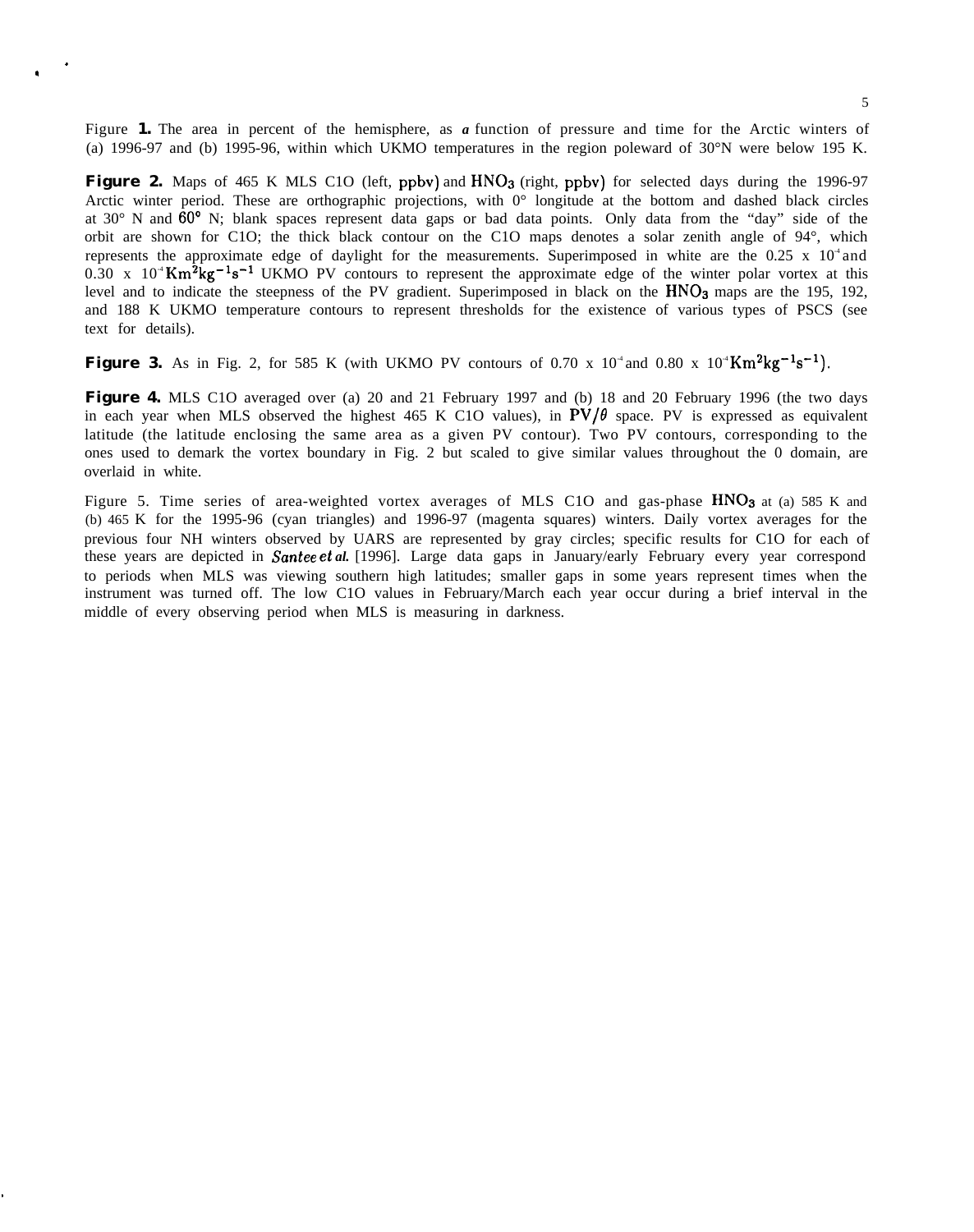Figure **1.** The area in percent of the hemisphere, as *a* function of pressure and time for the Arctic winters of (a) 1996-97 and (b) 1995-96, within which UKMO temperatures in the region poleward of 30°N were below 195 K.

**Figure 2.** Maps of 465 K MLS C1O (left, ppbv) and $HNO_3$ (right, ppbv) for selected days during the 1996-97 Arctic winter period. These are orthographic projections, with 0° longitude at the bottom and dashed black circles at 30° N and 60° N; blank spaces represent data gaps or bad data points. Only data from the "day" side of the orbit are shown for C1O; the thick black contour on the C1O maps denotes a solar zenith angle of 94°, which represents the approximate edge of daylight for the measurements. Superimposed in white are the 0.25 x $10^{-4}$ and 0.30 x $10^{-4}$ $Km^2kg^{-1}s^{-1}$ UKMO PV contours to represent the approximate edge of the winter polar vortex at this level and to indicate the steepness of the PV gradient. Superimposed in black on the $HNO_3$ maps are the 195, 192, and 188 K UKMO temperature contours to represent thresholds for the existence of various types of PSCS (see text for details).

**Figure 3.** As in Fig. 2, for 585 K (with UKMO PV contours of 0.70 x $10^{-4}$ and 0.80 x $10^{-4}$ $Km^2kg^{-1}s^{-1}$).

**Figure 4.** MLS C1O averaged over (a) 20 and 21 February 1997 and (b) 18 and 20 February 1996 (the two days in each year when MLS observed the highest 465 K C1O values), in $PV/\theta$ space. PV is expressed as equivalent latitude (the latitude enclosing the same area as a given PV contour). Two PV contours, corresponding to the ones used to demark the vortex boundary in Fig. 2 but scaled to give similar values throughout the 0 domain, are overlaid in white.

Figure 5. Time series of area-weighted vortex averages of MLS C1O and gas-phase $HNO_3$ at (a) 585 K and (b) 465 K for the 1995-96 (cyan triangles) and 1996-97 (magenta squares) winters. Daily vortex averages for the previous four NH winters observed by UARS are represented by gray circles; specific results for C1O for each of these years are depicted in *Santee et al.* [1996]. Large data gaps in January/early February every year correspond to periods when MLS was viewing southern high latitudes; smaller gaps in some years represent times when the instrument was turned off. The low C1O values in February/March each year occur during a brief interval in the middle of every observing period when MLS is measuring in darkness.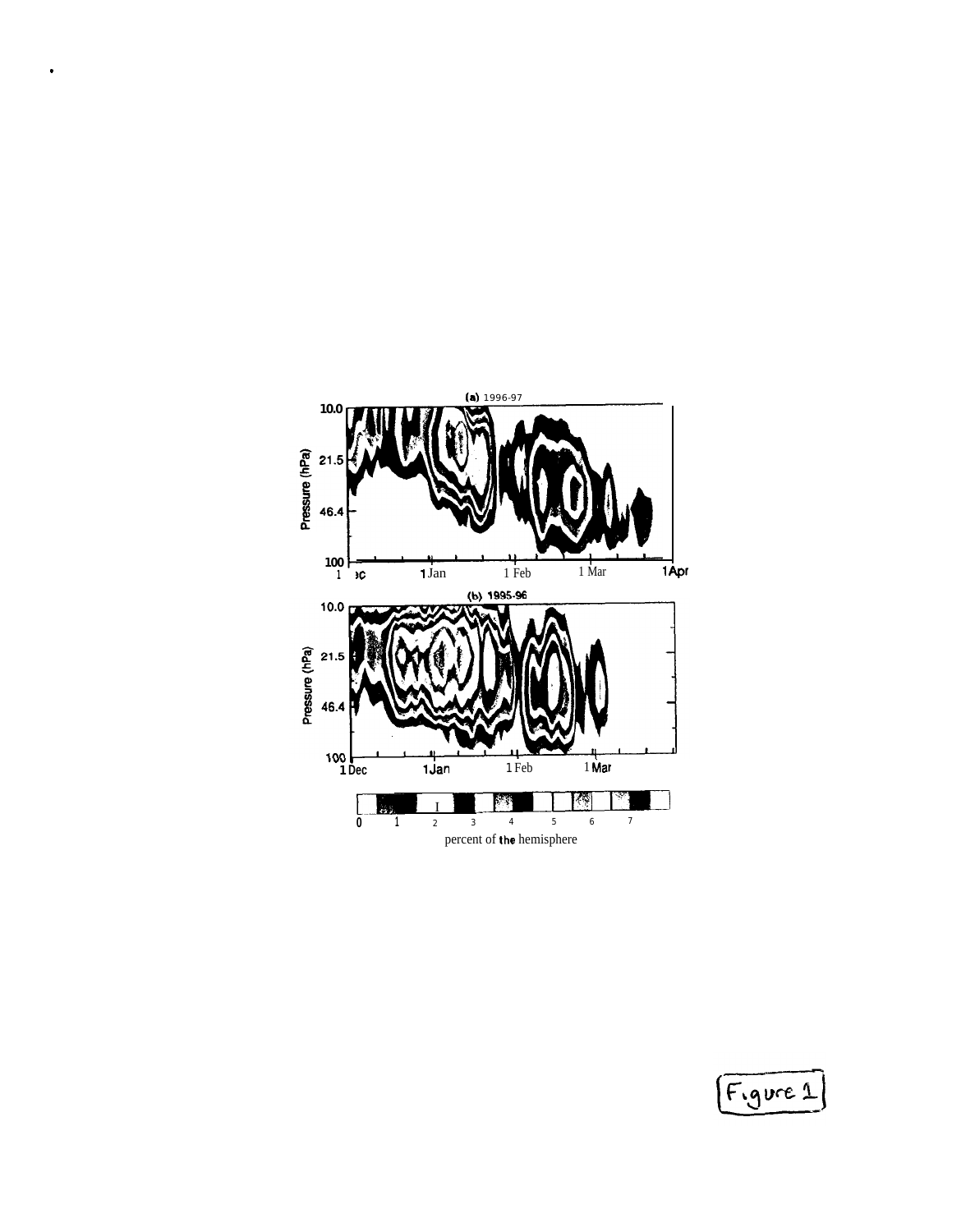(a) 1996-97

10.0

21.5

46.4

100

Pressure (hPa)

1 Dec

1 Jan

1 Feb

1 Mar

1 Apr

(b) 1995-96

10.0

21.5

46.4

100

Pressure (hPa)

1 Dec

1 Jan

1 Feb

1 Mar

0 1 2 3 4 5 6 7

percent of the hemisphere

Figure 1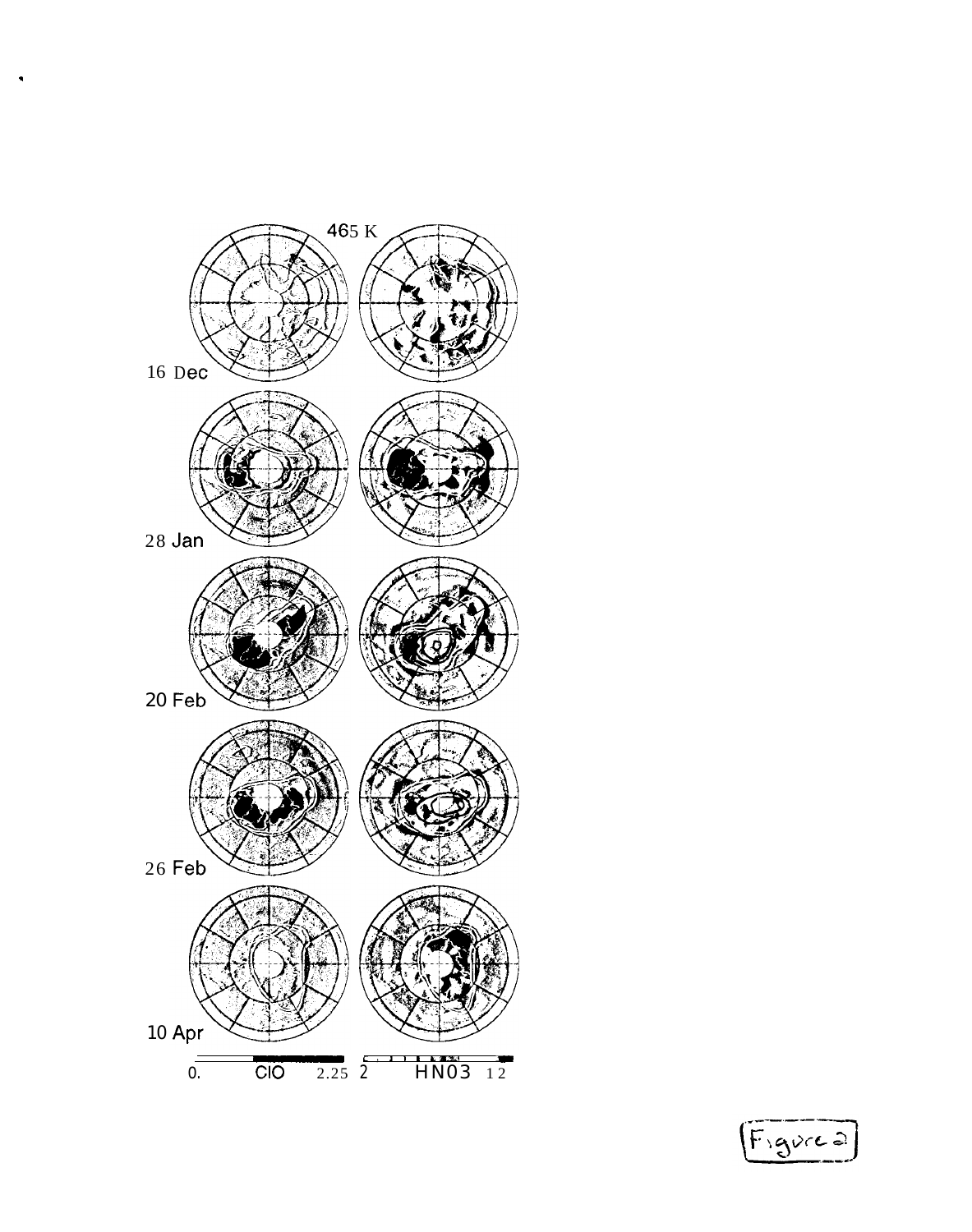465 K

16 Dec

28 Jan

20 Feb

26 Feb

10 Apr

0. ClO 2.25 2 HNO3 12

Figure 2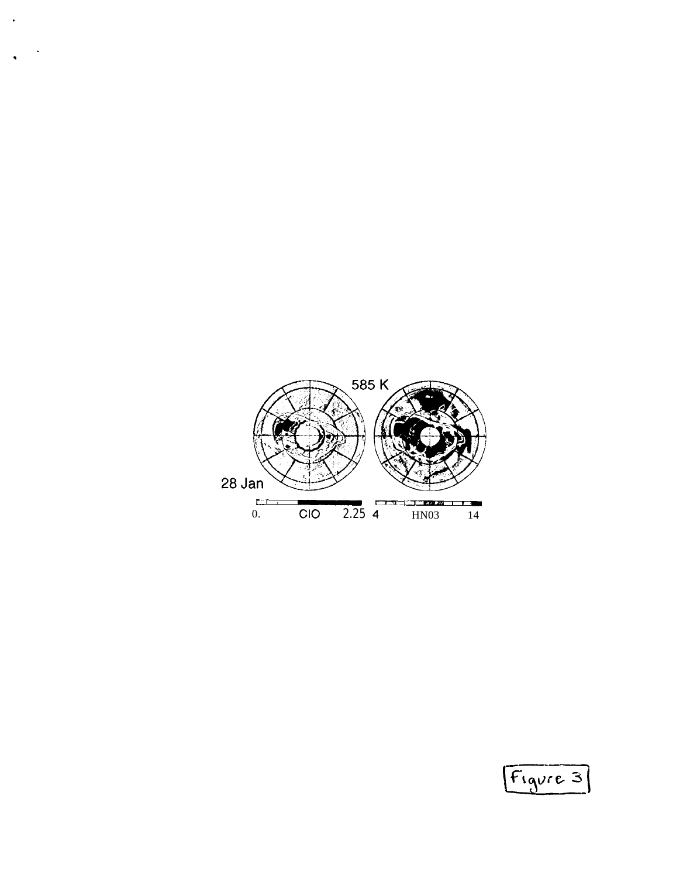585 K

28 Jan

0. ClO 2.25 4 HN03 14

Figure 3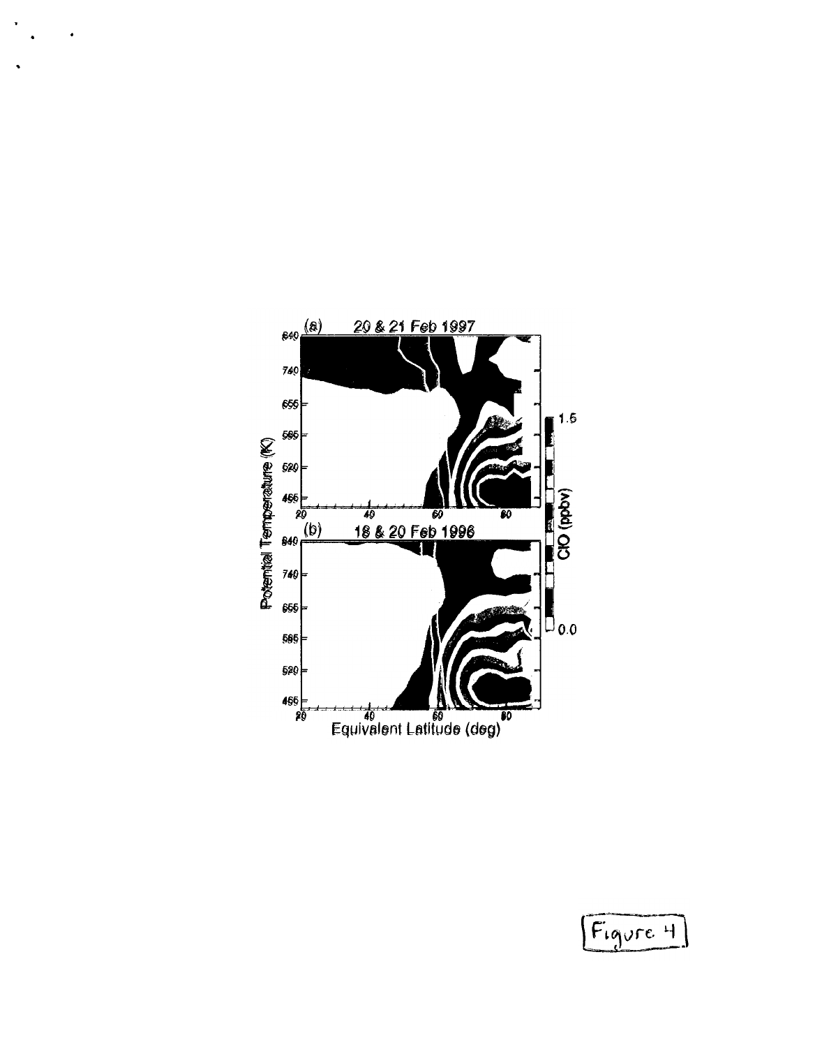(a) 20 & 21 Feb 1997

840
740
655
585
520
465

20 40 60 80

(b) 18 & 20 Feb 1996

840
740
655
585
520
465

20 40 60 80

Potential Temperature (K)

Equivalent Latitude (deg)

ClO (ppbv)

1.5

0.0

Figure 4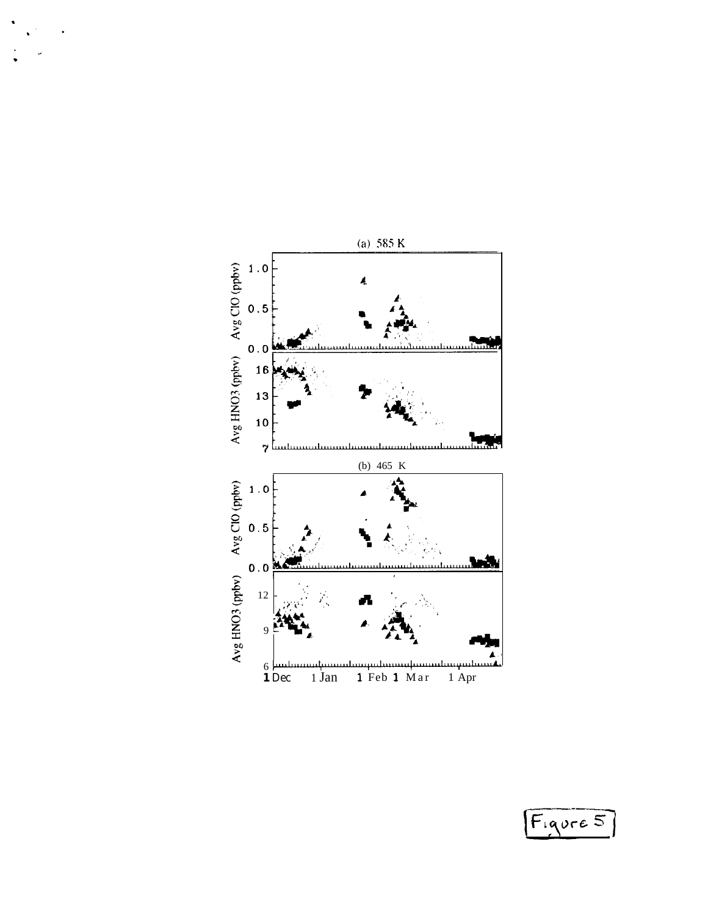(a) 585 K

Avg ClO (ppbv)

1.0

0.5

0.0

Avg HNO3 (ppbv)

16

13

10

7

(b) 465 K

Avg ClO (ppbv)

1.0

0.5

0.0

Avg HNO3 (ppbv)

12

9

6

1 Dec 1 Jan 1 Feb 1 Mar 1 Apr

Figure 5